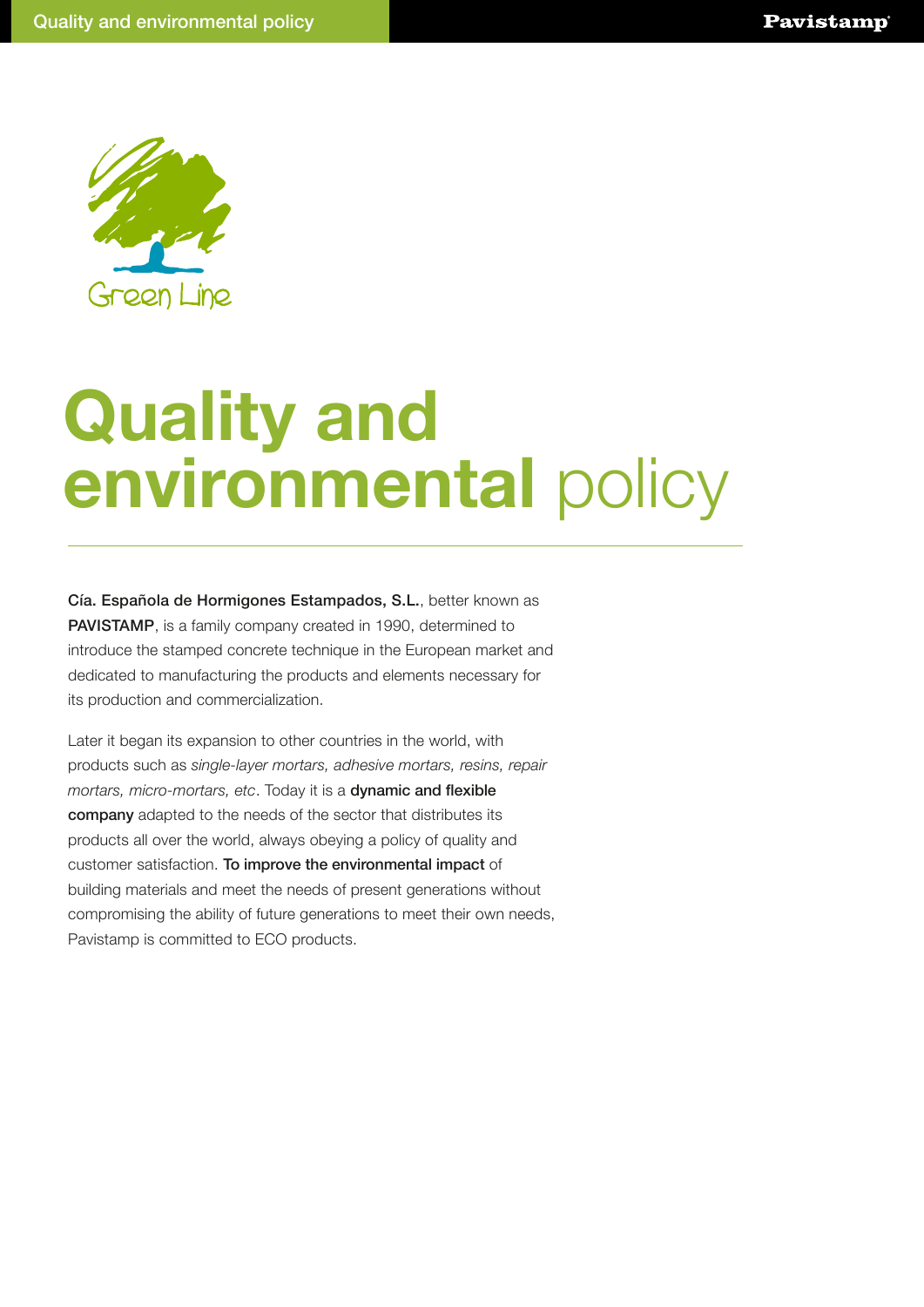Green Line

# Quality and environmental policy

**Cía. Española de Hormigones Estampados, S.L.**, better known as **PAVISTAMP**, is a family company created in 1990, determined to introduce the stamped concrete technique in the European market and dedicated to manufacturing the products and elements necessary for its production and commercialization.

Later it began its expansion to other countries in the world, with products such as *single-layer mortars, adhesive mortars, resins, repair mortars, micro-mortars, etc*. Today it is a **dynamic and flexible company** adapted to the needs of the sector that distributes its products all over the world, always obeying a policy of quality and customer satisfaction. **To improve the environmental impact** of building materials and meet the needs of present generations without compromising the ability of future generations to meet their own needs, Pavistamp is committed to ECO products.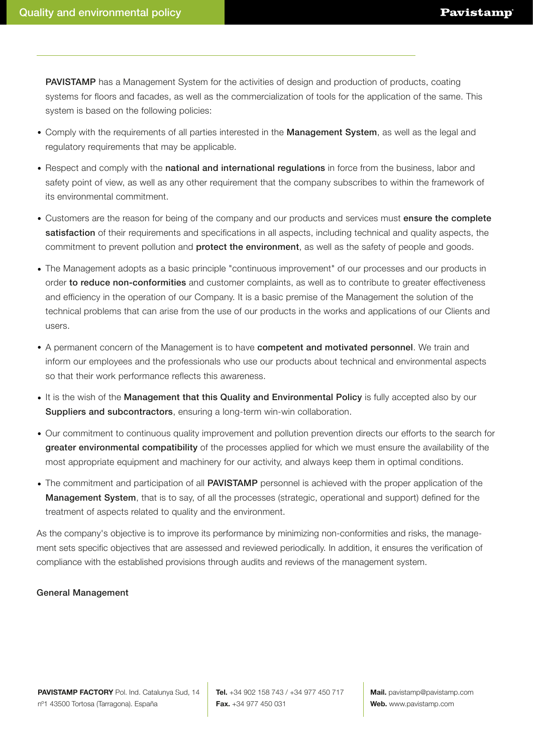# Quality and environmental policy

**PAVISTAMP** has a Management System for the activities of design and production of products, coating systems for floors and facades, as well as the commercialization of tools for the application of the same. This system is based on the following policies:

- Comply with the requirements of all parties interested in the **Management System**, as well as the legal and regulatory requirements that may be applicable.
- Respect and comply with the **national and international regulations** in force from the business, labor and safety point of view, as well as any other requirement that the company subscribes to within the framework of its environmental commitment.
- Customers are the reason for being of the company and our products and services must **ensure the complete satisfaction** of their requirements and specifications in all aspects, including technical and quality aspects, the commitment to prevent pollution and **protect the environment**, as well as the safety of people and goods.
- The Management adopts as a basic principle "continuous improvement" of our processes and our products in order **to reduce non-conformities** and customer complaints, as well as to contribute to greater effectiveness and efficiency in the operation of our Company. It is a basic premise of the Management the solution of the technical problems that can arise from the use of our products in the works and applications of our Clients and users.
- A permanent concern of the Management is to have **competent and motivated personnel**. We train and inform our employees and the professionals who use our products about technical and environmental aspects so that their work performance reflects this awareness.
- It is the wish of the **Management that this Quality and Environmental Policy** is fully accepted also by our **Suppliers and subcontractors**, ensuring a long-term win-win collaboration.
- Our commitment to continuous quality improvement and pollution prevention directs our efforts to the search for **greater environmental compatibility** of the processes applied for which we must ensure the availability of the most appropriate equipment and machinery for our activity, and always keep them in optimal conditions.
- The commitment and participation of all **PAVISTAMP** personnel is achieved with the proper application of the **Management System**, that is to say, of all the processes (strategic, operational and support) defined for the treatment of aspects related to quality and the environment.

As the company's objective is to improve its performance by minimizing non-conformities and risks, the management sets specific objectives that are assessed and reviewed periodically. In addition, it ensures the verification of compliance with the established provisions through audits and reviews of the management system.

General Management

**PAVISTAMP FACTORY** Pol. Ind. Catalunya Sud, 14 nº1 43500 Tortosa (Tarragona). España

**Tel.** +34 902 158 743 / +34 977 450 717
**Fax.** +34 977 450 031

**Mail.** pavistamp@pavistamp.com
**Web.** www.pavistamp.com